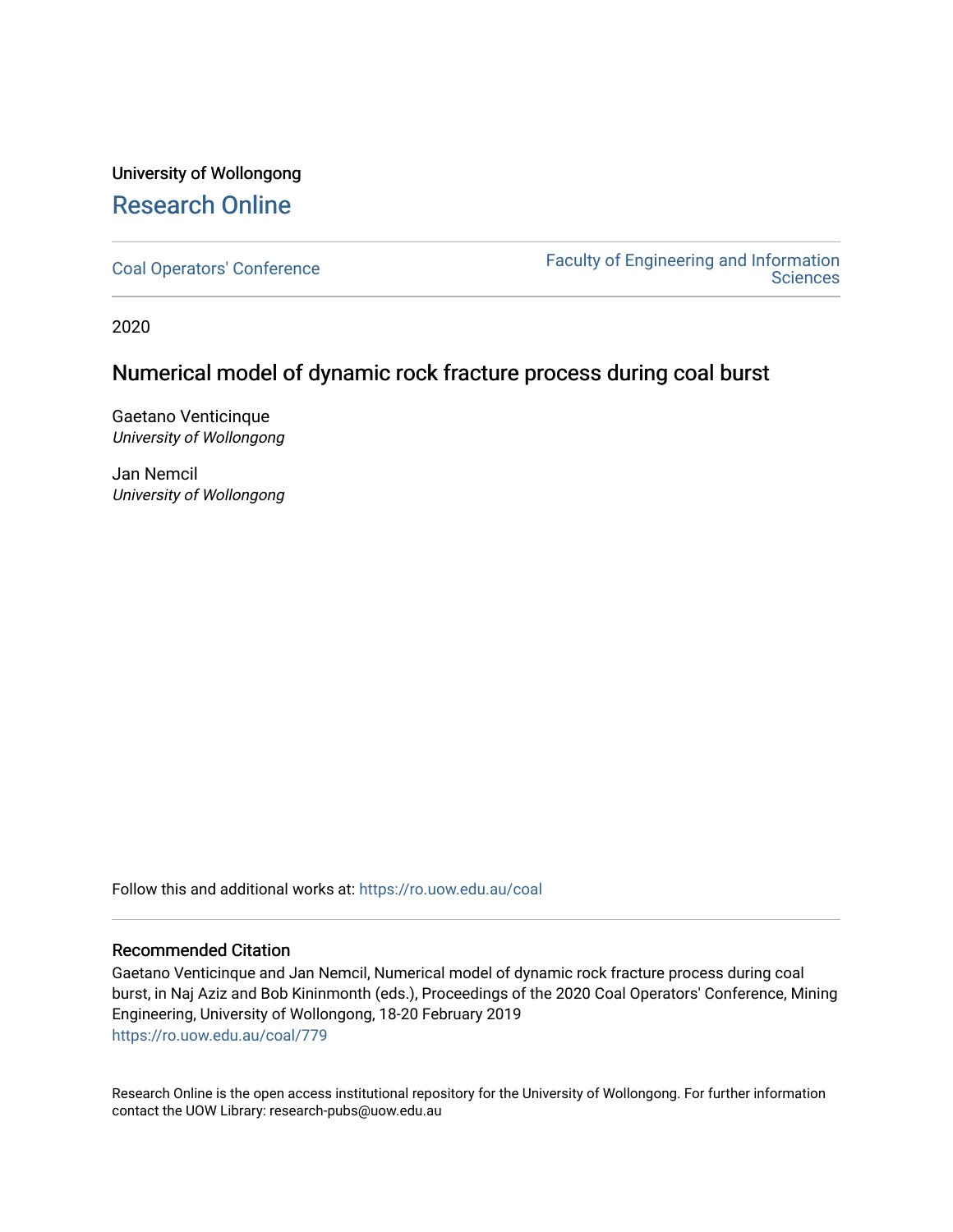University of Wollongong

# Research Online

Coal Operators' Conference

Faculty of Engineering and Information Sciences

2020

## Numerical model of dynamic rock fracture process during coal burst

Gaetano Venticinque
*University of Wollongong*

Jan Nemcil
*University of Wollongong*

Follow this and additional works at: https://ro.uow.edu.au/coal

### Recommended Citation

Gaetano Venticinque and Jan Nemcil, Numerical model of dynamic rock fracture process during coal burst, in Naj Aziz and Bob Kininmonth (eds.), Proceedings of the 2020 Coal Operators' Conference, Mining Engineering, University of Wollongong, 18-20 February 2019

https://ro.uow.edu.au/coal/779

Research Online is the open access institutional repository for the University of Wollongong. For further information contact the UOW Library: research-pubs@uow.edu.au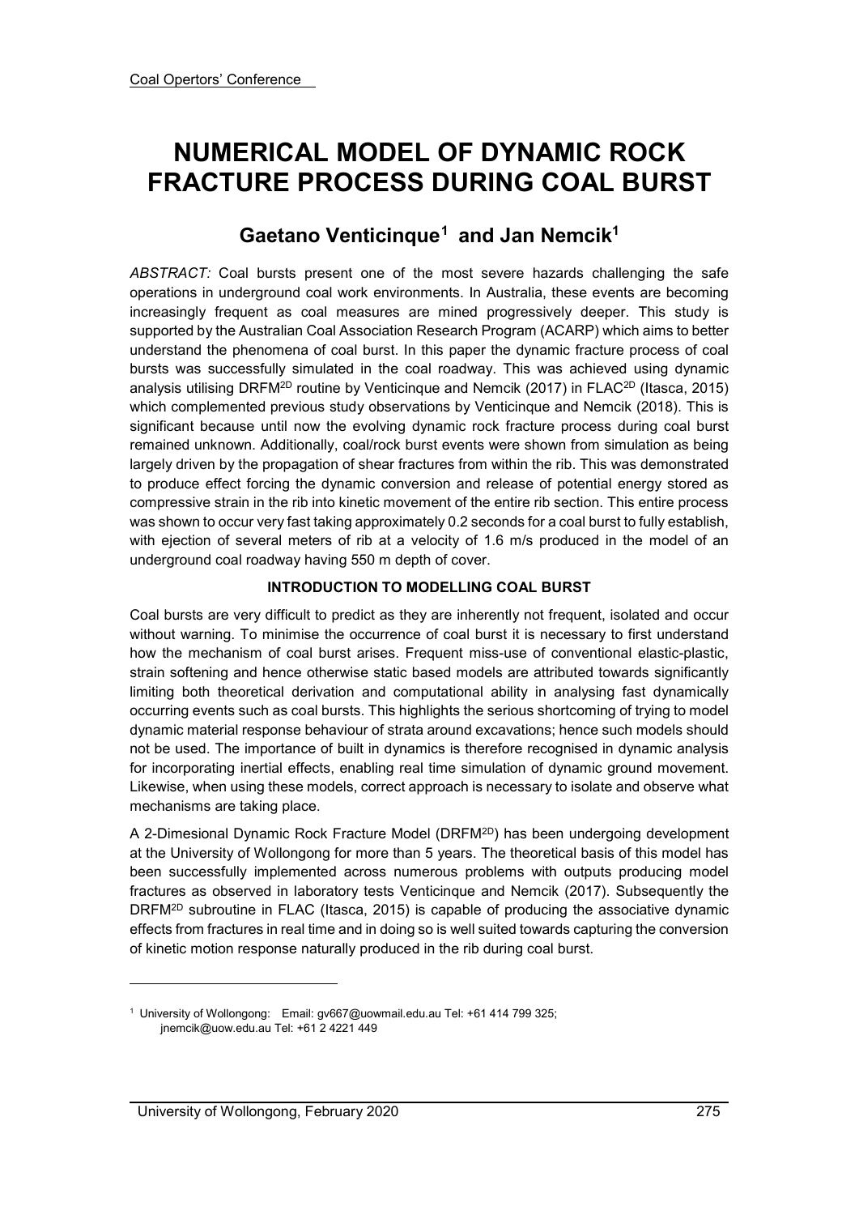# NUMERICAL MODEL OF DYNAMIC ROCK FRACTURE PROCESS DURING COAL BURST

## Gaetano Venticinque[1] and Jan Nemcik[1]

*ABSTRACT:* Coal bursts present one of the most severe hazards challenging the safe operations in underground coal work environments. In Australia, these events are becoming increasingly frequent as coal measures are mined progressively deeper. This study is supported by the Australian Coal Association Research Program (ACARP) which aims to better understand the phenomena of coal burst. In this paper the dynamic fracture process of coal bursts was successfully simulated in the coal roadway. This was achieved using dynamic analysis utilising DRFM$^{2D}$ routine by Venticinque and Nemcik (2017) in FLAC$^{2D}$ (Itasca, 2015) which complemented previous study observations by Venticinque and Nemcik (2018). This is significant because until now the evolving dynamic rock fracture process during coal burst remained unknown. Additionally, coal/rock burst events were shown from simulation as being largely driven by the propagation of shear fractures from within the rib. This was demonstrated to produce effect forcing the dynamic conversion and release of potential energy stored as compressive strain in the rib into kinetic movement of the entire rib section. This entire process was shown to occur very fast taking approximately 0.2 seconds for a coal burst to fully establish, with ejection of several meters of rib at a velocity of 1.6 m/s produced in the model of an underground coal roadway having 550 m depth of cover.

### INTRODUCTION TO MODELLING COAL BURST

Coal bursts are very difficult to predict as they are inherently not frequent, isolated and occur without warning. To minimise the occurrence of coal burst it is necessary to first understand how the mechanism of coal burst arises. Frequent miss-use of conventional elastic-plastic, strain softening and hence otherwise static based models are attributed towards significantly limiting both theoretical derivation and computational ability in analysing fast dynamically occurring events such as coal bursts. This highlights the serious shortcoming of trying to model dynamic material response behaviour of strata around excavations; hence such models should not be used. The importance of built in dynamics is therefore recognised in dynamic analysis for incorporating inertial effects, enabling real time simulation of dynamic ground movement. Likewise, when using these models, correct approach is necessary to isolate and observe what mechanisms are taking place.

A 2-Dimesional Dynamic Rock Fracture Model (DRFM$^{2D}$) has been undergoing development at the University of Wollongong for more than 5 years. The theoretical basis of this model has been successfully implemented across numerous problems with outputs producing model fractures as observed in laboratory tests Venticinque and Nemcik (2017). Subsequently the DRFM$^{2D}$ subroutine in FLAC (Itasca, 2015) is capable of producing the associative dynamic effects from fractures in real time and in doing so is well suited towards capturing the conversion of kinetic motion response naturally produced in the rib during coal burst.

---

[1] University of Wollongong: Email: gv667@uowmail.edu.au Tel: +61 414 799 325; jnemcik@uow.edu.au Tel: +61 2 4221 449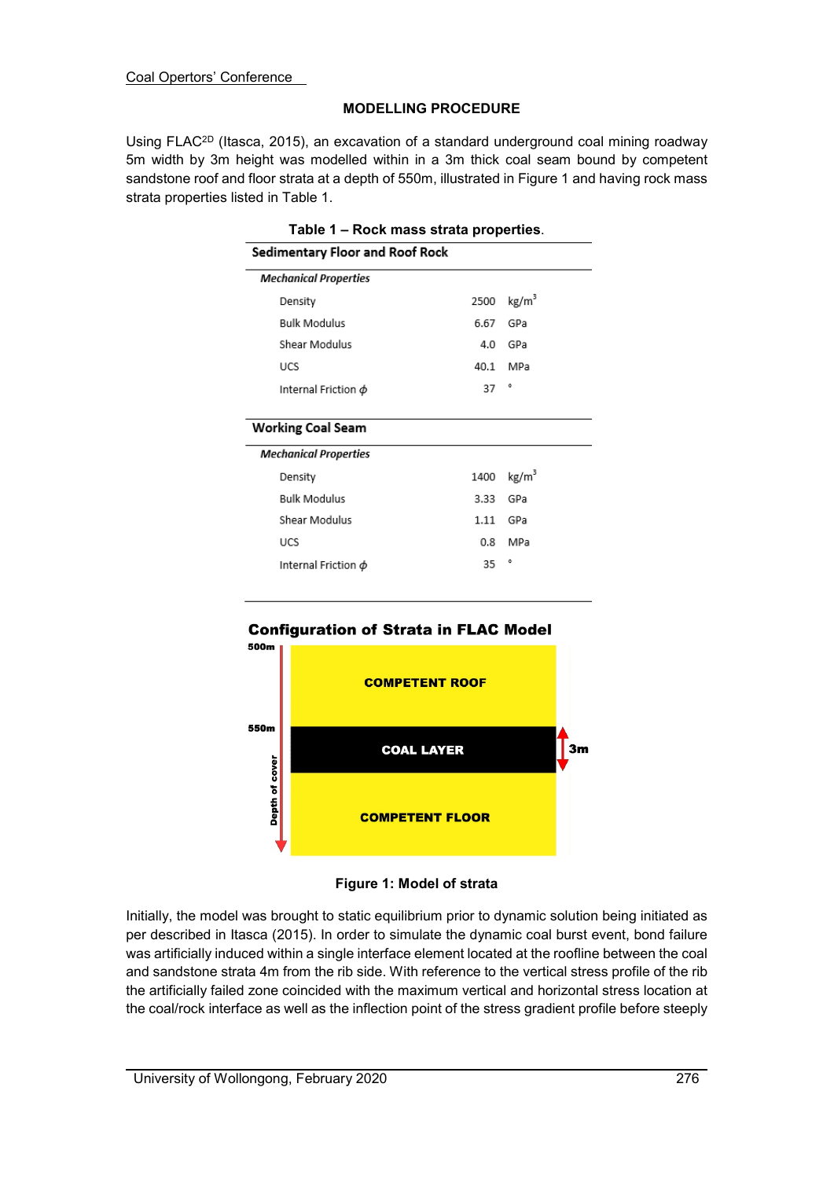## MODELLING PROCEDURE

Using FLAC$^{2D}$ (Itasca, 2015), an excavation of a standard underground coal mining roadway 5m width by 3m height was modelled within in a 3m thick coal seam bound by competent sandstone roof and floor strata at a depth of 550m, illustrated in Figure 1 and having rock mass strata properties listed in Table 1.

**Table 1 – Rock mass strata properties.**

| **Sedimentary Floor and Roof Rock** | | |
|---|---|---|
| ***Mechanical Properties*** | | |
| Density | 2500 | kg/m$^3$ |
| Bulk Modulus | 6.67 | GPa |
| Shear Modulus | 4.0 | GPa |
| UCS | 40.1 | MPa |
| Internal Friction $\phi$ | 37 | ° |
| **Working Coal Seam** | | |
| ***Mechanical Properties*** | | |
| Density | 1400 | kg/m$^3$ |
| Bulk Modulus | 3.33 | GPa |
| Shear Modulus | 1.11 | GPa |
| UCS | 0.8 | MPa |
| Internal Friction $\phi$ | 35 | ° |

**Configuration of Strata in FLAC Model**

500m — COMPETENT ROOF

550m — COAL LAYER (3m)

COMPETENT FLOOR

Depth of cover

**Figure 1: Model of strata**

Initially, the model was brought to static equilibrium prior to dynamic solution being initiated as per described in Itasca (2015). In order to simulate the dynamic coal burst event, bond failure was artificially induced within a single interface element located at the roofline between the coal and sandstone strata 4m from the rib side. With reference to the vertical stress profile of the rib the artificially failed zone coincided with the maximum vertical and horizontal stress location at the coal/rock interface as well as the inflection point of the stress gradient profile before steeply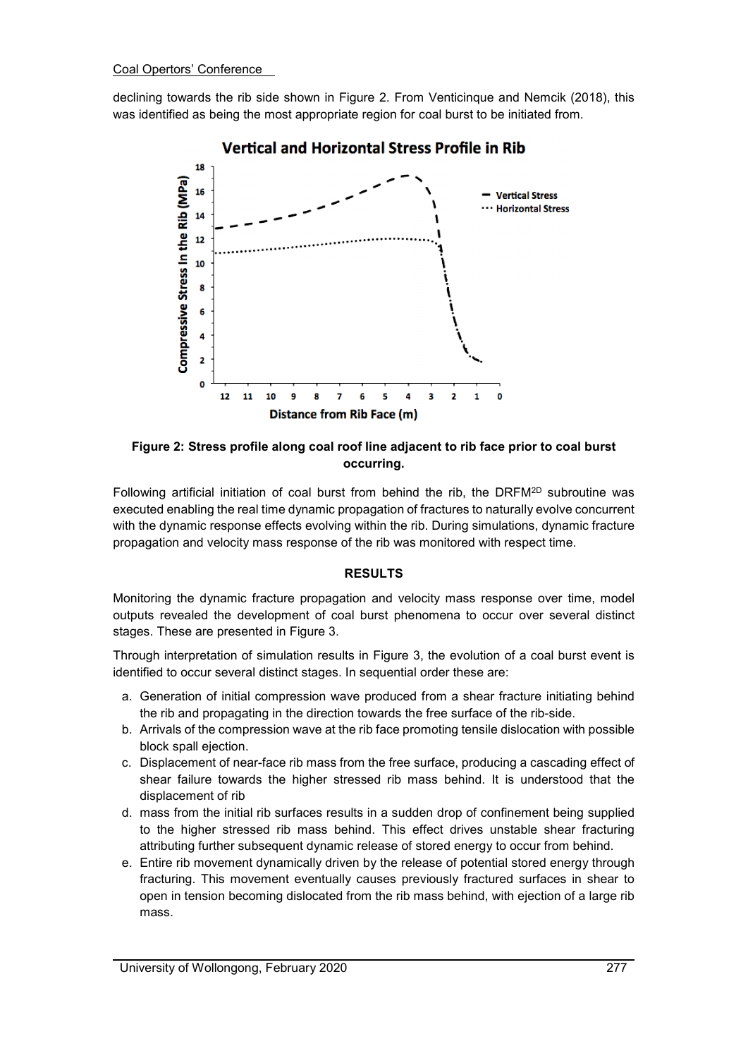declining towards the rib side shown in Figure 2. From Venticinque and Nemcik (2018), this was identified as being the most appropriate region for coal burst to be initiated from.

**Figure 2: Stress profile along coal roof line adjacent to rib face prior to coal burst occurring.**

Following artificial initiation of coal burst from behind the rib, the DRFM$^{2D}$ subroutine was executed enabling the real time dynamic propagation of fractures to naturally evolve concurrent with the dynamic response effects evolving within the rib. During simulations, dynamic fracture propagation and velocity mass response of the rib was monitored with respect time.

## RESULTS

Monitoring the dynamic fracture propagation and velocity mass response over time, model outputs revealed the development of coal burst phenomena to occur over several distinct stages. These are presented in Figure 3.

Through interpretation of simulation results in Figure 3, the evolution of a coal burst event is identified to occur several distinct stages. In sequential order these are:

a. Generation of initial compression wave produced from a shear fracture initiating behind the rib and propagating in the direction towards the free surface of the rib-side.
b. Arrivals of the compression wave at the rib face promoting tensile dislocation with possible block spall ejection.
c. Displacement of near-face rib mass from the free surface, producing a cascading effect of shear failure towards the higher stressed rib mass behind. It is understood that the displacement of rib
d. mass from the initial rib surfaces results in a sudden drop of confinement being supplied to the higher stressed rib mass behind. This effect drives unstable shear fracturing attributing further subsequent dynamic release of stored energy to occur from behind.
e. Entire rib movement dynamically driven by the release of potential stored energy through fracturing. This movement eventually causes previously fractured surfaces in shear to open in tension becoming dislocated from the rib mass behind, with ejection of a large rib mass.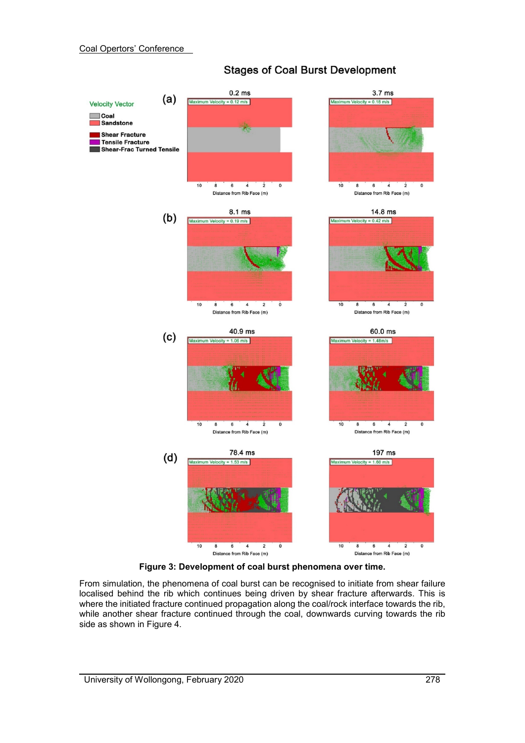Figure 3: Development of coal burst phenomena over time.

From simulation, the phenomena of coal burst can be recognised to initiate from shear failure localised behind the rib which continues being driven by shear fracture afterwards. This is where the initiated fracture continued propagation along the coal/rock interface towards the rib, while another shear fracture continued through the coal, downwards curving towards the rib side as shown in Figure 4.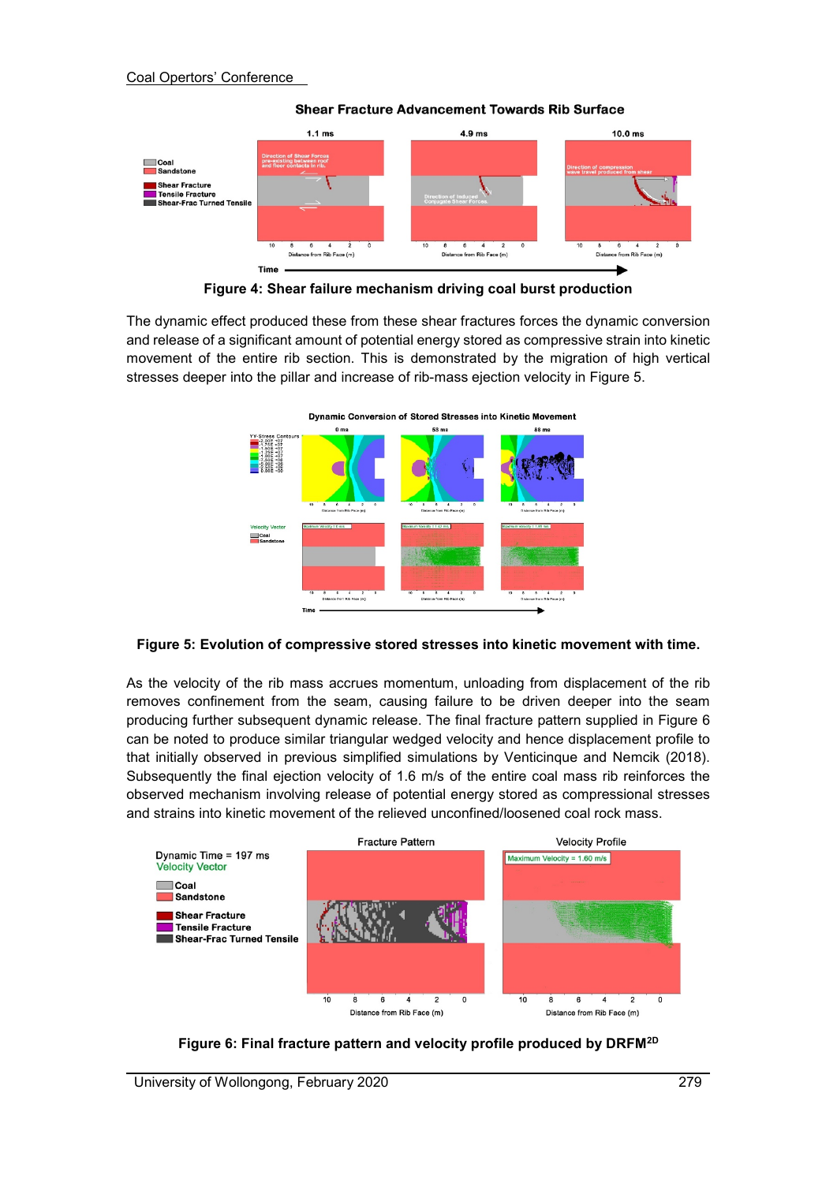**Figure 4: Shear failure mechanism driving coal burst production**

The dynamic effect produced these from these shear fractures forces the dynamic conversion and release of a significant amount of potential energy stored as compressive strain into kinetic movement of the entire rib section. This is demonstrated by the migration of high vertical stresses deeper into the pillar and increase of rib-mass ejection velocity in Figure 5.

**Figure 5: Evolution of compressive stored stresses into kinetic movement with time.**

As the velocity of the rib mass accrues momentum, unloading from displacement of the rib removes confinement from the seam, causing failure to be driven deeper into the seam producing further subsequent dynamic release. The final fracture pattern supplied in Figure 6 can be noted to produce similar triangular wedged velocity and hence displacement profile to that initially observed in previous simplified simulations by Venticinque and Nemcik (2018). Subsequently the final ejection velocity of 1.6 m/s of the entire coal mass rib reinforces the observed mechanism involving release of potential energy stored as compressional stresses and strains into kinetic movement of the relieved unconfined/loosened coal rock mass.

**Figure 6: Final fracture pattern and velocity profile produced by DRFM$^{2D}$**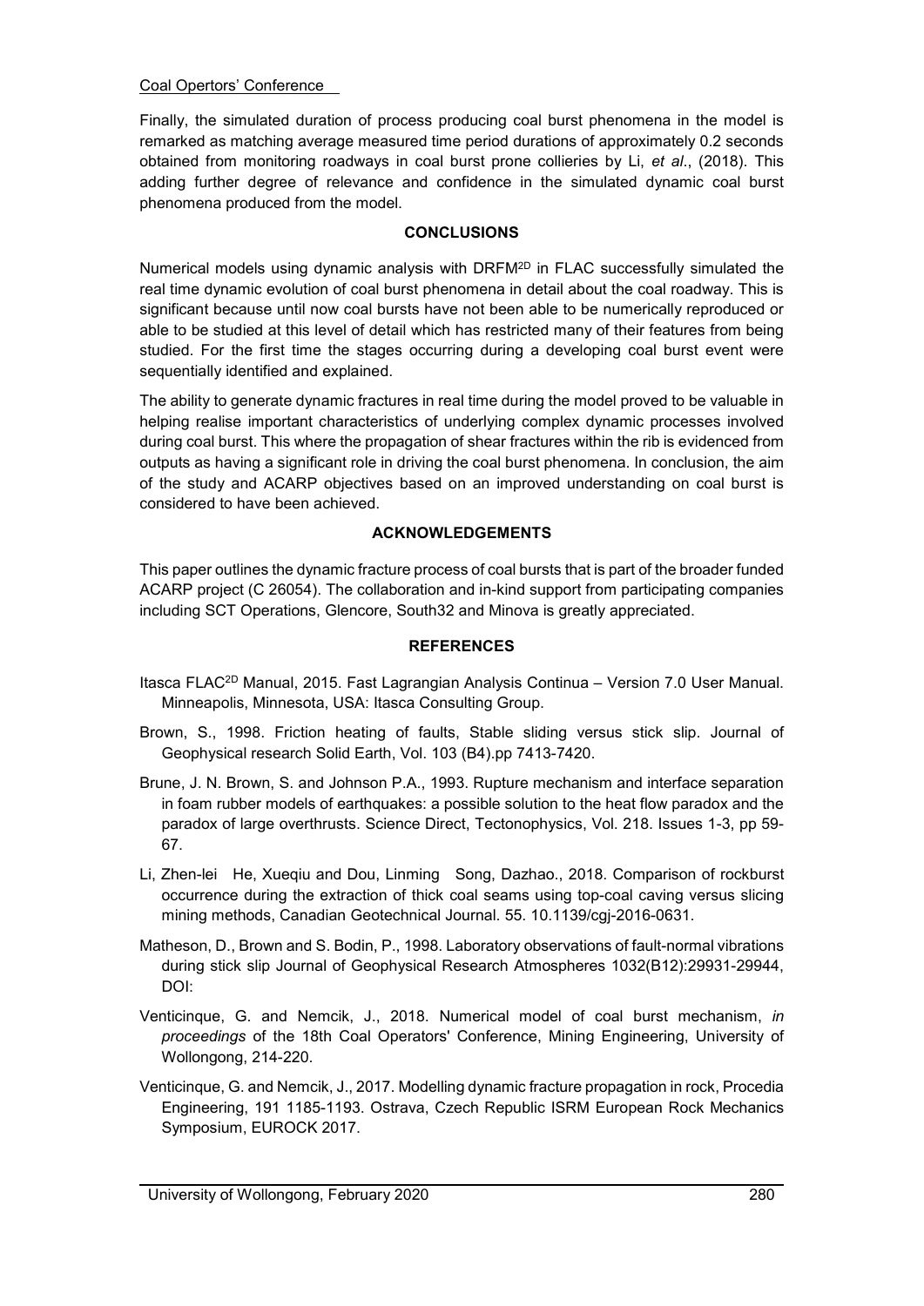Finally, the simulated duration of process producing coal burst phenomena in the model is remarked as matching average measured time period durations of approximately 0.2 seconds obtained from monitoring roadways in coal burst prone collieries by Li, *et al*., (2018). This adding further degree of relevance and confidence in the simulated dynamic coal burst phenomena produced from the model.

## CONCLUSIONS

Numerical models using dynamic analysis with DRFM$^{2D}$ in FLAC successfully simulated the real time dynamic evolution of coal burst phenomena in detail about the coal roadway. This is significant because until now coal bursts have not been able to be numerically reproduced or able to be studied at this level of detail which has restricted many of their features from being studied. For the first time the stages occurring during a developing coal burst event were sequentially identified and explained.

The ability to generate dynamic fractures in real time during the model proved to be valuable in helping realise important characteristics of underlying complex dynamic processes involved during coal burst. This where the propagation of shear fractures within the rib is evidenced from outputs as having a significant role in driving the coal burst phenomena. In conclusion, the aim of the study and ACARP objectives based on an improved understanding on coal burst is considered to have been achieved.

## ACKNOWLEDGEMENTS

This paper outlines the dynamic fracture process of coal bursts that is part of the broader funded ACARP project (C 26054). The collaboration and in-kind support from participating companies including SCT Operations, Glencore, South32 and Minova is greatly appreciated.

## REFERENCES

Itasca FLAC$^{2D}$ Manual, 2015. Fast Lagrangian Analysis Continua – Version 7.0 User Manual. Minneapolis, Minnesota, USA: Itasca Consulting Group.

Brown, S., 1998. Friction heating of faults, Stable sliding versus stick slip. Journal of Geophysical research Solid Earth, Vol. 103 (B4).pp 7413-7420.

Brune, J. N. Brown, S. and Johnson P.A., 1993. Rupture mechanism and interface separation in foam rubber models of earthquakes: a possible solution to the heat flow paradox and the paradox of large overthrusts. Science Direct, Tectonophysics, Vol. 218. Issues 1-3, pp 59-67.

Li, Zhen-lei He, Xueqiu and Dou, Linming Song, Dazhao., 2018. Comparison of rockburst occurrence during the extraction of thick coal seams using top-coal caving versus slicing mining methods, Canadian Geotechnical Journal. 55. 10.1139/cgj-2016-0631.

Matheson, D., Brown and S. Bodin, P., 1998. Laboratory observations of fault-normal vibrations during stick slip Journal of Geophysical Research Atmospheres 1032(B12):29931-29944, DOI:

Venticinque, G. and Nemcik, J., 2018. Numerical model of coal burst mechanism, *in proceedings* of the 18th Coal Operators' Conference, Mining Engineering, University of Wollongong, 214-220.

Venticinque, G. and Nemcik, J., 2017. Modelling dynamic fracture propagation in rock, Procedia Engineering, 191 1185-1193. Ostrava, Czech Republic ISRM European Rock Mechanics Symposium, EUROCK 2017.